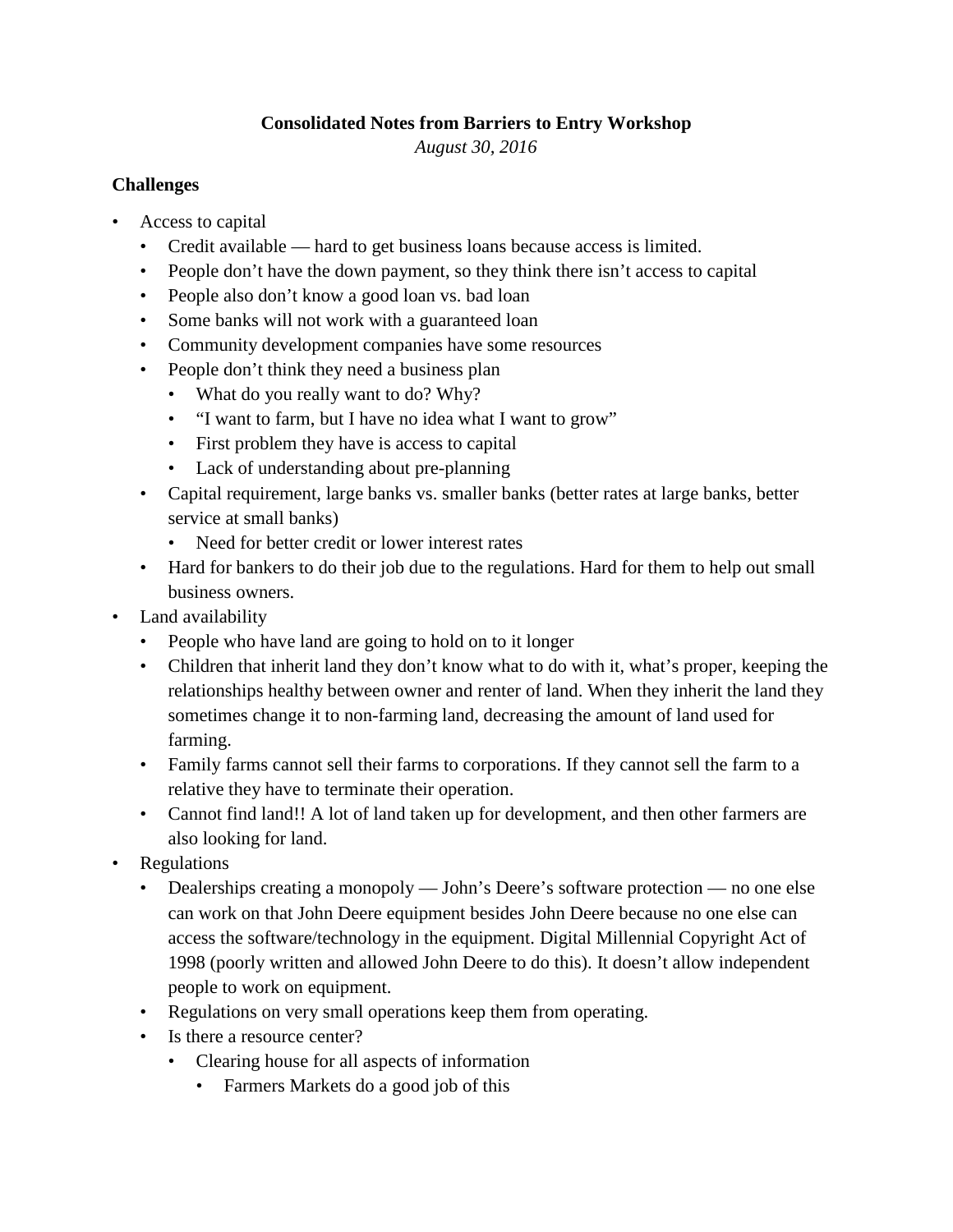**Consolidated Notes from Barriers to Entry Workshop**

*August 30, 2016*

### Challenges

- Access to capital
  - Credit available — hard to get business loans because access is limited.
  - People don't have the down payment, so they think there isn't access to capital
  - People also don't know a good loan vs. bad loan
  - Some banks will not work with a guaranteed loan
  - Community development companies have some resources
  - People don't think they need a business plan
    - What do you really want to do? Why?
    - "I want to farm, but I have no idea what I want to grow"
    - First problem they have is access to capital
    - Lack of understanding about pre-planning
  - Capital requirement, large banks vs. smaller banks (better rates at large banks, better service at small banks)
    - Need for better credit or lower interest rates
  - Hard for bankers to do their job due to the regulations. Hard for them to help out small business owners.
- Land availability
  - People who have land are going to hold on to it longer
  - Children that inherit land they don't know what to do with it, what's proper, keeping the relationships healthy between owner and renter of land. When they inherit the land they sometimes change it to non-farming land, decreasing the amount of land used for farming.
  - Family farms cannot sell their farms to corporations. If they cannot sell the farm to a relative they have to terminate their operation.
  - Cannot find land!! A lot of land taken up for development, and then other farmers are also looking for land.
- Regulations
  - Dealerships creating a monopoly — John's Deere's software protection — no one else can work on that John Deere equipment besides John Deere because no one else can access the software/technology in the equipment. Digital Millennial Copyright Act of 1998 (poorly written and allowed John Deere to do this). It doesn't allow independent people to work on equipment.
  - Regulations on very small operations keep them from operating.
  - Is there a resource center?
    - Clearing house for all aspects of information
      - Farmers Markets do a good job of this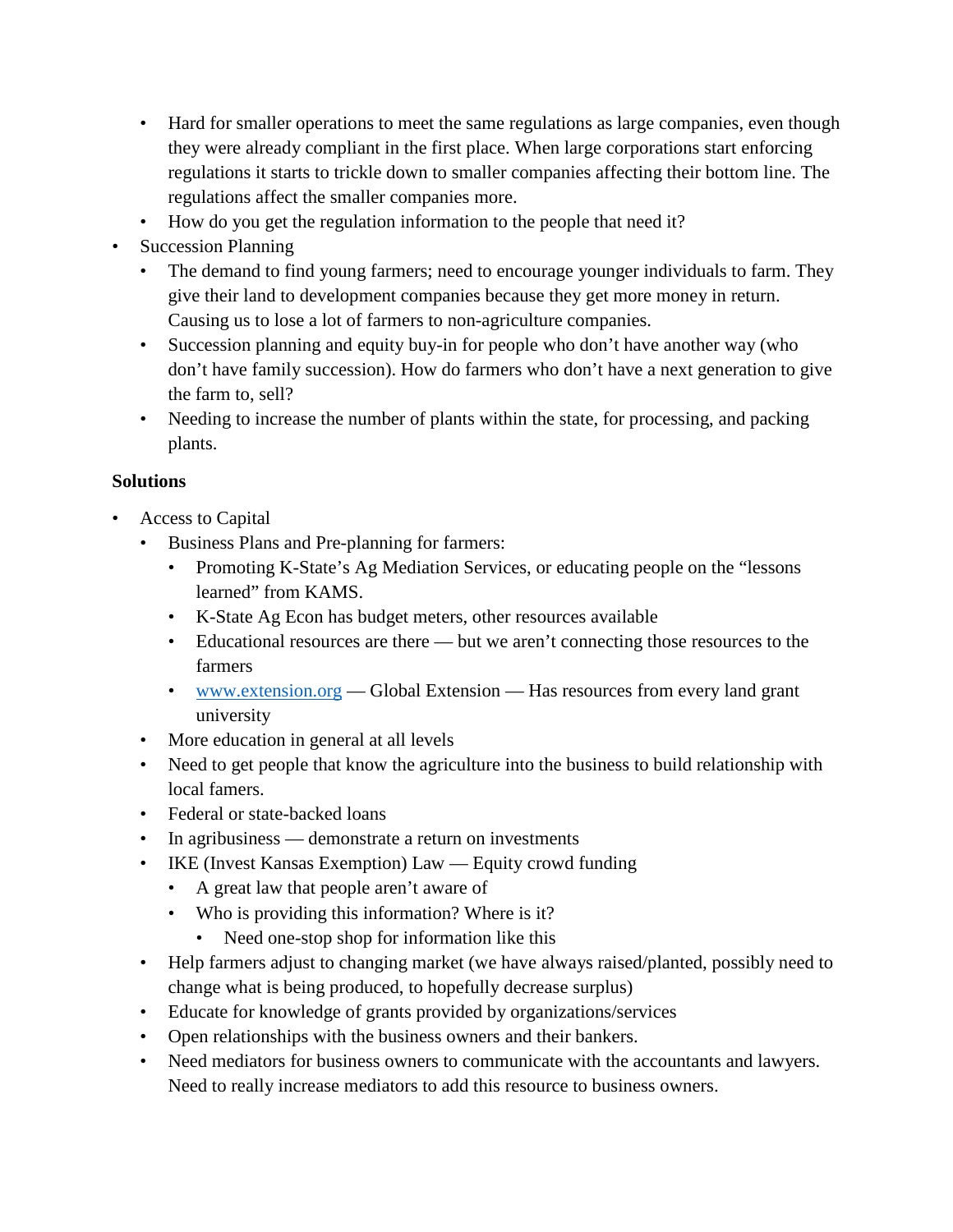- Hard for smaller operations to meet the same regulations as large companies, even though they were already compliant in the first place. When large corporations start enforcing regulations it starts to trickle down to smaller companies affecting their bottom line. The regulations affect the smaller companies more.
    - How do you get the regulation information to the people that need it?
- Succession Planning
    - The demand to find young farmers; need to encourage younger individuals to farm. They give their land to development companies because they get more money in return. Causing us to lose a lot of farmers to non-agriculture companies.
    - Succession planning and equity buy-in for people who don't have another way (who don't have family succession). How do farmers who don't have a next generation to give the farm to, sell?
    - Needing to increase the number of plants within the state, for processing, and packing plants.

**Solutions**

- Access to Capital
    - Business Plans and Pre-planning for farmers:
        - Promoting K-State's Ag Mediation Services, or educating people on the "lessons learned" from KAMS.
        - K-State Ag Econ has budget meters, other resources available
        - Educational resources are there — but we aren't connecting those resources to the farmers
        - [www.extension.org](http://www.extension.org) — Global Extension — Has resources from every land grant university
    - More education in general at all levels
    - Need to get people that know the agriculture into the business to build relationship with local famers.
    - Federal or state-backed loans
    - In agribusiness — demonstrate a return on investments
    - IKE (Invest Kansas Exemption) Law — Equity crowd funding
        - A great law that people aren't aware of
        - Who is providing this information? Where is it?
            - Need one-stop shop for information like this
    - Help farmers adjust to changing market (we have always raised/planted, possibly need to change what is being produced, to hopefully decrease surplus)
    - Educate for knowledge of grants provided by organizations/services
    - Open relationships with the business owners and their bankers.
    - Need mediators for business owners to communicate with the accountants and lawyers. Need to really increase mediators to add this resource to business owners.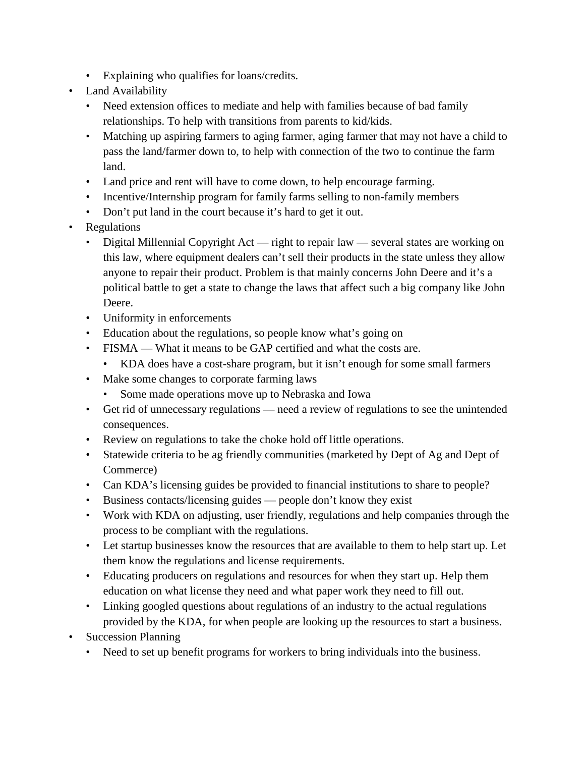- Explaining who qualifies for loans/credits.
- Land Availability
  - Need extension offices to mediate and help with families because of bad family relationships. To help with transitions from parents to kid/kids.
  - Matching up aspiring farmers to aging farmer, aging farmer that may not have a child to pass the land/farmer down to, to help with connection of the two to continue the farm land.
  - Land price and rent will have to come down, to help encourage farming.
  - Incentive/Internship program for family farms selling to non-family members
  - Don't put land in the court because it's hard to get it out.
- Regulations
  - Digital Millennial Copyright Act — right to repair law — several states are working on this law, where equipment dealers can't sell their products in the state unless they allow anyone to repair their product. Problem is that mainly concerns John Deere and it's a political battle to get a state to change the laws that affect such a big company like John Deere.
  - Uniformity in enforcements
  - Education about the regulations, so people know what's going on
  - FISMA — What it means to be GAP certified and what the costs are.
    - KDA does have a cost-share program, but it isn't enough for some small farmers
  - Make some changes to corporate farming laws
    - Some made operations move up to Nebraska and Iowa
  - Get rid of unnecessary regulations — need a review of regulations to see the unintended consequences.
  - Review on regulations to take the choke hold off little operations.
  - Statewide criteria to be ag friendly communities (marketed by Dept of Ag and Dept of Commerce)
  - Can KDA's licensing guides be provided to financial institutions to share to people?
  - Business contacts/licensing guides — people don't know they exist
  - Work with KDA on adjusting, user friendly, regulations and help companies through the process to be compliant with the regulations.
  - Let startup businesses know the resources that are available to them to help start up. Let them know the regulations and license requirements.
  - Educating producers on regulations and resources for when they start up. Help them education on what license they need and what paper work they need to fill out.
  - Linking googled questions about regulations of an industry to the actual regulations provided by the KDA, for when people are looking up the resources to start a business.
- Succession Planning
  - Need to set up benefit programs for workers to bring individuals into the business.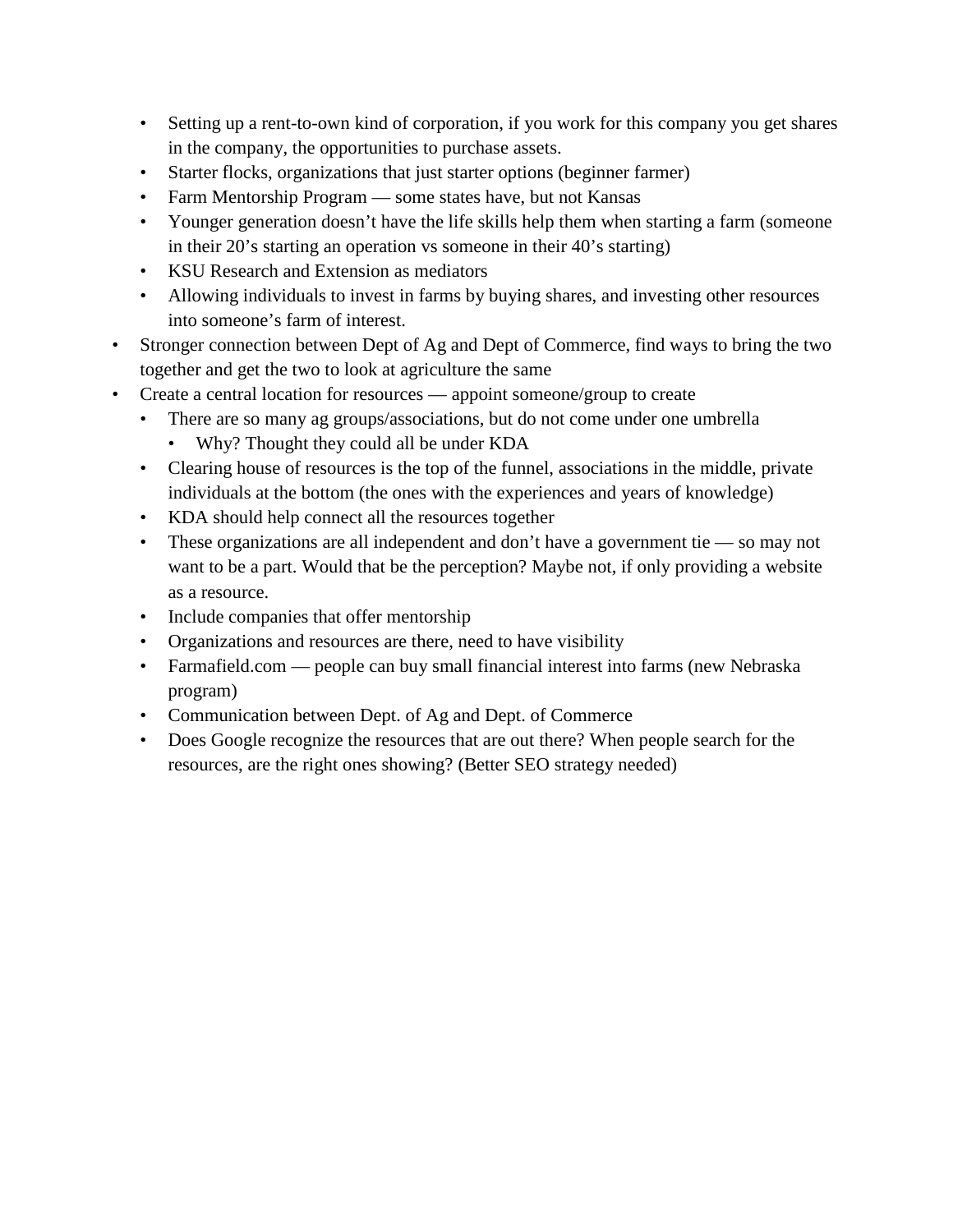- Setting up a rent-to-own kind of corporation, if you work for this company you get shares in the company, the opportunities to purchase assets.
  - Starter flocks, organizations that just starter options (beginner farmer)
  - Farm Mentorship Program — some states have, but not Kansas
  - Younger generation doesn't have the life skills help them when starting a farm (someone in their 20's starting an operation vs someone in their 40's starting)
  - KSU Research and Extension as mediators
  - Allowing individuals to invest in farms by buying shares, and investing other resources into someone's farm of interest.
- Stronger connection between Dept of Ag and Dept of Commerce, find ways to bring the two together and get the two to look at agriculture the same
- Create a central location for resources — appoint someone/group to create
  - There are so many ag groups/associations, but do not come under one umbrella
    - Why? Thought they could all be under KDA
  - Clearing house of resources is the top of the funnel, associations in the middle, private individuals at the bottom (the ones with the experiences and years of knowledge)
  - KDA should help connect all the resources together
  - These organizations are all independent and don't have a government tie — so may not want to be a part. Would that be the perception? Maybe not, if only providing a website as a resource.
  - Include companies that offer mentorship
  - Organizations and resources are there, need to have visibility
  - Farmafield.com — people can buy small financial interest into farms (new Nebraska program)
  - Communication between Dept. of Ag and Dept. of Commerce
  - Does Google recognize the resources that are out there? When people search for the resources, are the right ones showing? (Better SEO strategy needed)